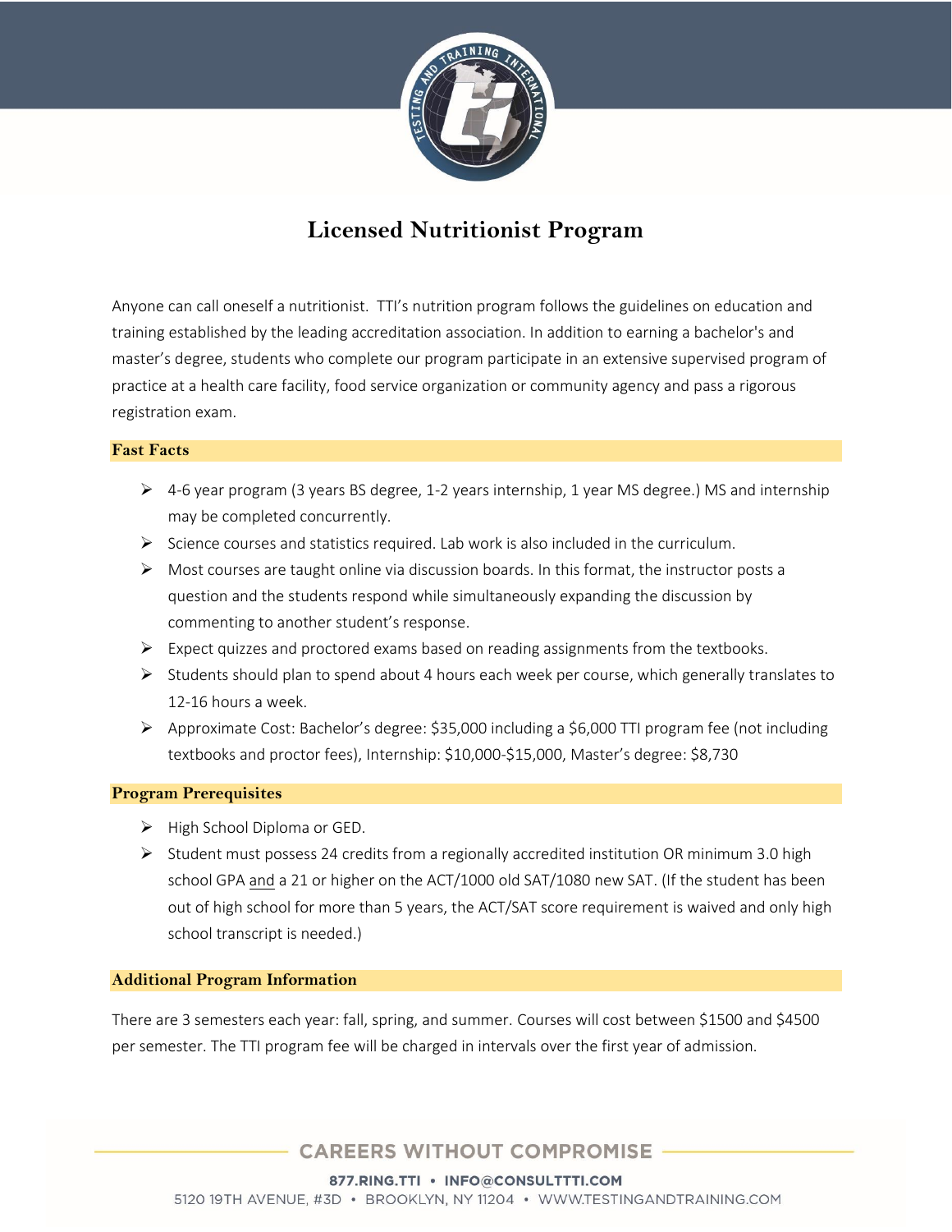# Licensed Nutritionist Program

Anyone can call oneself a nutritionist. TTI's nutrition program follows the guidelines on education and training established by the leading accreditation association. In addition to earning a bachelor's and master's degree, students who complete our program participate in an extensive supervised program of practice at a health care facility, food service organization or community agency and pass a rigorous registration exam.

## Fast Facts

- 4-6 year program (3 years BS degree, 1-2 years internship, 1 year MS degree.) MS and internship may be completed concurrently.
- Science courses and statistics required. Lab work is also included in the curriculum.
- Most courses are taught online via discussion boards. In this format, the instructor posts a question and the students respond while simultaneously expanding the discussion by commenting to another student's response.
- Expect quizzes and proctored exams based on reading assignments from the textbooks.
- Students should plan to spend about 4 hours each week per course, which generally translates to 12-16 hours a week.
- Approximate Cost: Bachelor's degree: $35,000 including a $6,000 TTI program fee (not including textbooks and proctor fees), Internship: $10,000-$15,000, Master's degree: $8,730

## Program Prerequisites

- High School Diploma or GED.
- Student must possess 24 credits from a regionally accredited institution OR minimum 3.0 high school GPA and a 21 or higher on the ACT/1000 old SAT/1080 new SAT. (If the student has been out of high school for more than 5 years, the ACT/SAT score requirement is waived and only high school transcript is needed.)

## Additional Program Information

There are 3 semesters each year: fall, spring, and summer. Courses will cost between $1500 and $4500 per semester. The TTI program fee will be charged in intervals over the first year of admission.

CAREERS WITHOUT COMPROMISE

877.RING.TTI • INFO@CONSULTTTI.COM

5120 19TH AVENUE, #3D • BROOKLYN, NY 11204 • WWW.TESTINGANDTRAINING.COM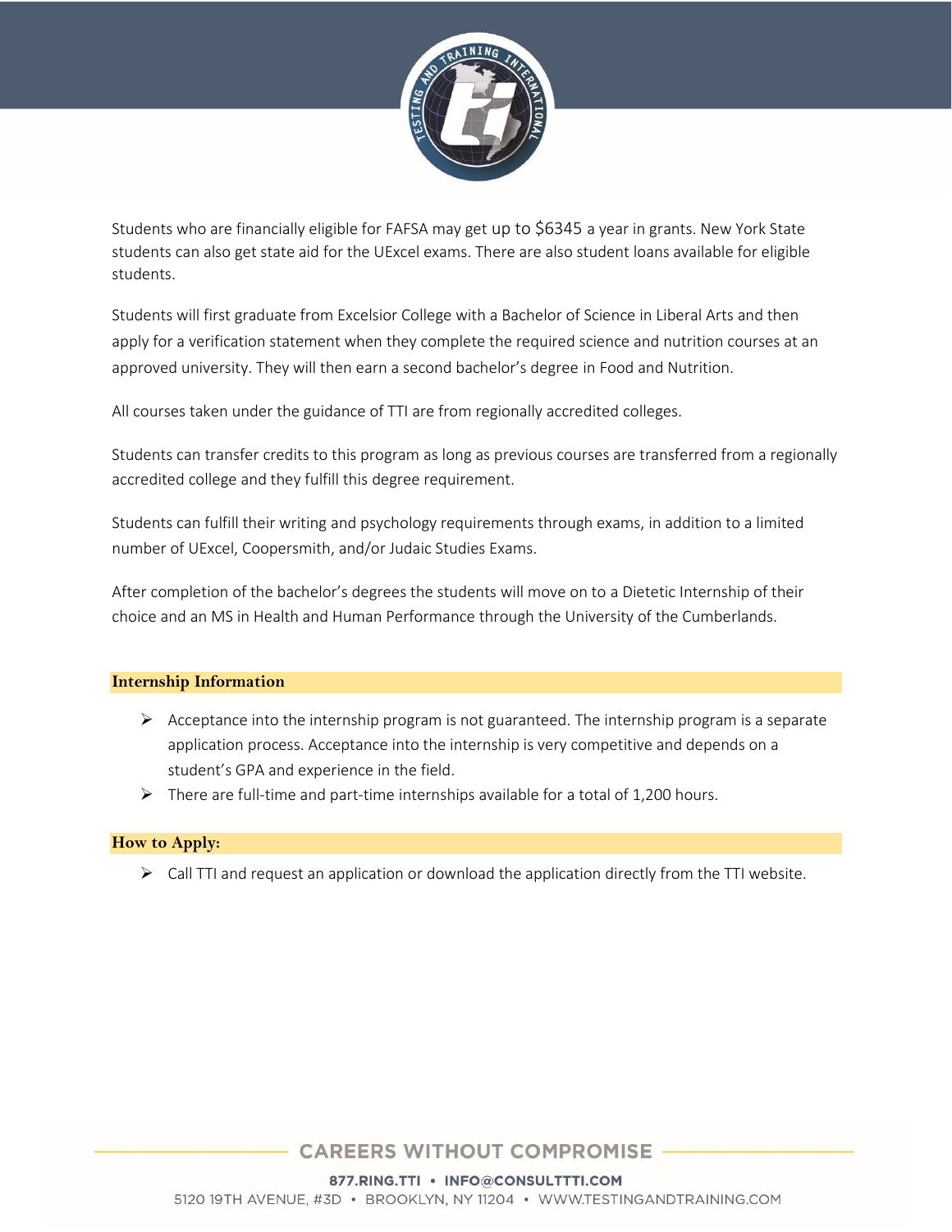Students who are financially eligible for FAFSA may get up to $6345 a year in grants. New York State students can also get state aid for the UExcel exams. There are also student loans available for eligible students.

Students will first graduate from Excelsior College with a Bachelor of Science in Liberal Arts and then apply for a verification statement when they complete the required science and nutrition courses at an approved university. They will then earn a second bachelor's degree in Food and Nutrition.

All courses taken under the guidance of TTI are from regionally accredited colleges.

Students can transfer credits to this program as long as previous courses are transferred from a regionally accredited college and they fulfill this degree requirement.

Students can fulfill their writing and psychology requirements through exams, in addition to a limited number of UExcel, Coopersmith, and/or Judaic Studies Exams.

After completion of the bachelor's degrees the students will move on to a Dietetic Internship of their choice and an MS in Health and Human Performance through the University of the Cumberlands.

## Internship Information

- Acceptance into the internship program is not guaranteed. The internship program is a separate application process. Acceptance into the internship is very competitive and depends on a student's GPA and experience in the field.
- There are full-time and part-time internships available for a total of 1,200 hours.

## How to Apply:

- Call TTI and request an application or download the application directly from the TTI website.

CAREERS WITHOUT COMPROMISE

877.RING.TTI • INFO@CONSULTTTI.COM

5120 19TH AVENUE, #3D • BROOKLYN, NY 11204 • WWW.TESTINGANDTRAINING.COM